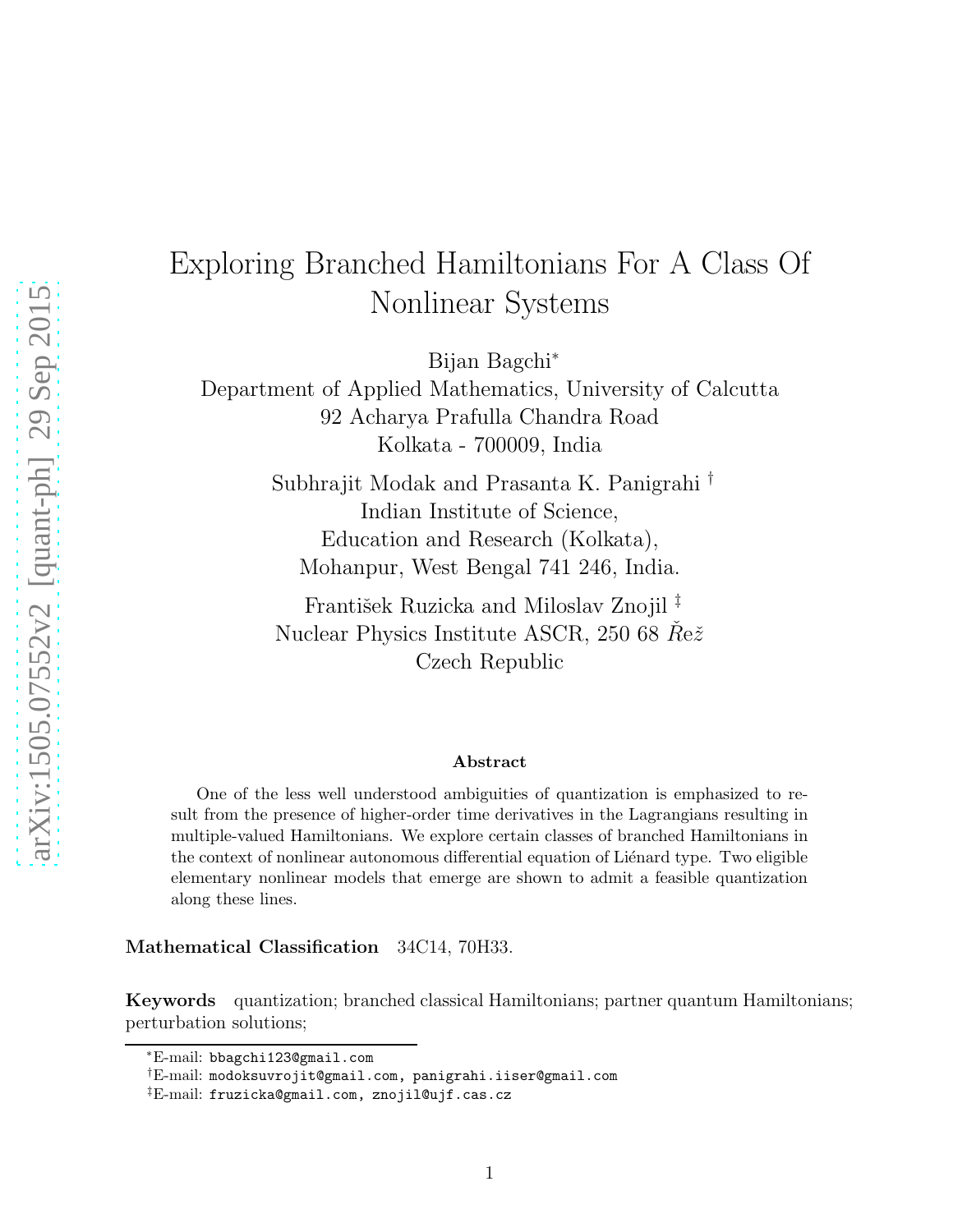# Exploring Branched Hamiltonians For A Class Of Nonlinear Systems

Bijan Bagchi*

Department of Applied Mathematics, University of Calcutta
92 Acharya Prafulla Chandra Road
Kolkata - 700009, India

Subhrajit Modak and Prasanta K. Panigrahi †

Indian Institute of Science,
Education and Research (Kolkata),
Mohanpur, West Bengal 741 246, India.

František Ruzicka and Miloslav Znojil ‡

Nuclear Physics Institute ASCR, 250 68 Řež
Czech Republic

### Abstract

One of the less well understood ambiguities of quantization is emphasized to result from the presence of higher-order time derivatives in the Lagrangians resulting in multiple-valued Hamiltonians. We explore certain classes of branched Hamiltonians in the context of nonlinear autonomous differential equation of Liénard type. Two eligible elementary nonlinear models that emerge are shown to admit a feasible quantization along these lines.

**Mathematical Classification** 34C14, 70H33.

**Keywords** quantization; branched classical Hamiltonians; partner quantum Hamiltonians; perturbation solutions;

---

*E-mail: bbagchi123@gmail.com

†E-mail: modoksuvrojit@gmail.com, panigrahi.iiser@gmail.com

‡E-mail: fruzicka@gmail.com, znojil@ujf.cas.cz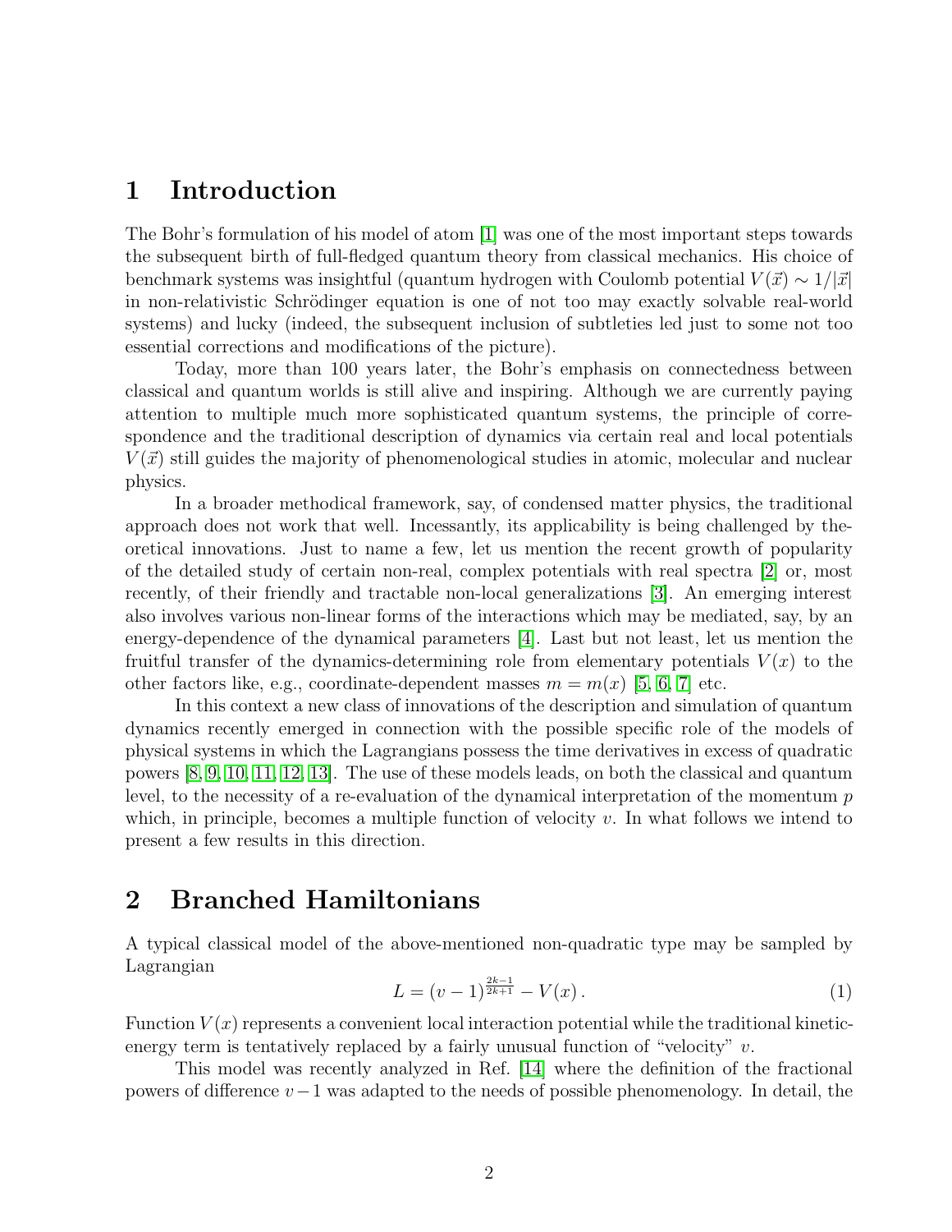## 1 Introduction

The Bohr's formulation of his model of atom [1] was one of the most important steps towards the subsequent birth of full-fledged quantum theory from classical mechanics. His choice of benchmark systems was insightful (quantum hydrogen with Coulomb potential $V(\vec{x}) \sim 1/|\vec{x}|$ in non-relativistic Schrödinger equation is one of not too may exactly solvable real-world systems) and lucky (indeed, the subsequent inclusion of subtleties led just to some not too essential corrections and modifications of the picture).

Today, more than 100 years later, the Bohr's emphasis on connectedness between classical and quantum worlds is still alive and inspiring. Although we are currently paying attention to multiple much more sophisticated quantum systems, the principle of correspondence and the traditional description of dynamics via certain real and local potentials $V(\vec{x})$ still guides the majority of phenomenological studies in atomic, molecular and nuclear physics.

In a broader methodical framework, say, of condensed matter physics, the traditional approach does not work that well. Incessantly, its applicability is being challenged by theoretical innovations. Just to name a few, let us mention the recent growth of popularity of the detailed study of certain non-real, complex potentials with real spectra [2] or, most recently, of their friendly and tractable non-local generalizations [3]. An emerging interest also involves various non-linear forms of the interactions which may be mediated, say, by an energy-dependence of the dynamical parameters [4]. Last but not least, let us mention the fruitful transfer of the dynamics-determining role from elementary potentials $V(x)$ to the other factors like, e.g., coordinate-dependent masses $m = m(x)$ [5, 6, 7] etc.

In this context a new class of innovations of the description and simulation of quantum dynamics recently emerged in connection with the possible specific role of the models of physical systems in which the Lagrangians possess the time derivatives in excess of quadratic powers [8, 9, 10, 11, 12, 13]. The use of these models leads, on both the classical and quantum level, to the necessity of a re-evaluation of the dynamical interpretation of the momentum $p$ which, in principle, becomes a multiple function of velocity $v$. In what follows we intend to present a few results in this direction.

## 2 Branched Hamiltonians

A typical classical model of the above-mentioned non-quadratic type may be sampled by Lagrangian

$$L = (v-1)^{\frac{2k-1}{2k+1}} - V(x)\,. \tag{1}$$

Function $V(x)$ represents a convenient local interaction potential while the traditional kinetic-energy term is tentatively replaced by a fairly unusual function of "velocity" $v$.

This model was recently analyzed in Ref. [14] where the definition of the fractional powers of difference $v-1$ was adapted to the needs of possible phenomenology. In detail, the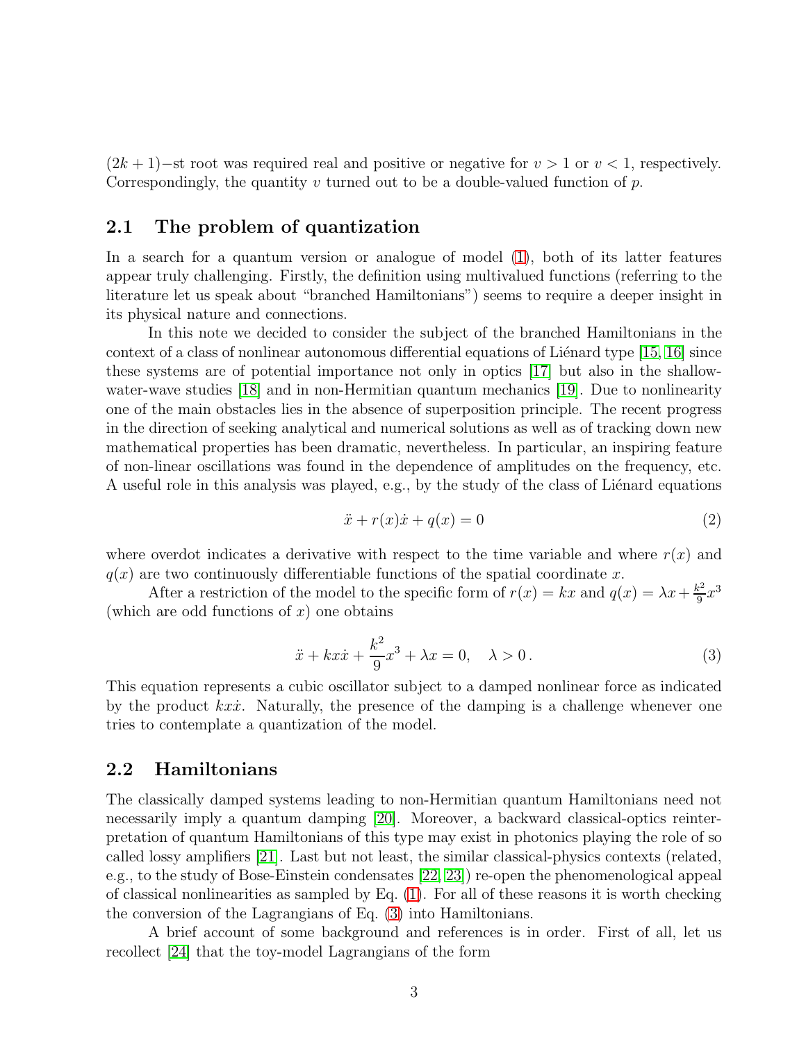$(2k+1)-$st root was required real and positive or negative for $v > 1$ or $v < 1$, respectively. Correspondingly, the quantity $v$ turned out to be a double-valued function of $p$.

## 2.1 The problem of quantization

In a search for a quantum version or analogue of model (1), both of its latter features appear truly challenging. Firstly, the definition using multivalued functions (referring to the literature let us speak about "branched Hamiltonians") seems to require a deeper insight in its physical nature and connections.

In this note we decided to consider the subject of the branched Hamiltonians in the context of a class of nonlinear autonomous differential equations of Liénard type [15, 16] since these systems are of potential importance not only in optics [17] but also in the shallow-water-wave studies [18] and in non-Hermitian quantum mechanics [19]. Due to nonlinearity one of the main obstacles lies in the absence of superposition principle. The recent progress in the direction of seeking analytical and numerical solutions as well as of tracking down new mathematical properties has been dramatic, nevertheless. In particular, an inspiring feature of non-linear oscillations was found in the dependence of amplitudes on the frequency, etc. A useful role in this analysis was played, e.g., by the study of the class of Liénard equations

$$\ddot{x} + r(x)\dot{x} + q(x) = 0 \tag{2}$$

where overdot indicates a derivative with respect to the time variable and where $r(x)$ and $q(x)$ are two continuously differentiable functions of the spatial coordinate $x$.

After a restriction of the model to the specific form of $r(x) = kx$ and $q(x) = \lambda x + \frac{k^2}{9}x^3$ (which are odd functions of $x$) one obtains

$$\ddot{x} + kx\dot{x} + \frac{k^2}{9}x^3 + \lambda x = 0, \quad \lambda > 0\,. \tag{3}$$

This equation represents a cubic oscillator subject to a damped nonlinear force as indicated by the product $kx\dot{x}$. Naturally, the presence of the damping is a challenge whenever one tries to contemplate a quantization of the model.

## 2.2 Hamiltonians

The classically damped systems leading to non-Hermitian quantum Hamiltonians need not necessarily imply a quantum damping [20]. Moreover, a backward classical-optics reinterpretation of quantum Hamiltonians of this type may exist in photonics playing the role of so called lossy amplifiers [21]. Last but not least, the similar classical-physics contexts (related, e.g., to the study of Bose-Einstein condensates [22, 23]) re-open the phenomenological appeal of classical nonlinearities as sampled by Eq. (1). For all of these reasons it is worth checking the conversion of the Lagrangians of Eq. (3) into Hamiltonians.

A brief account of some background and references is in order. First of all, let us recollect [24] that the toy-model Lagrangians of the form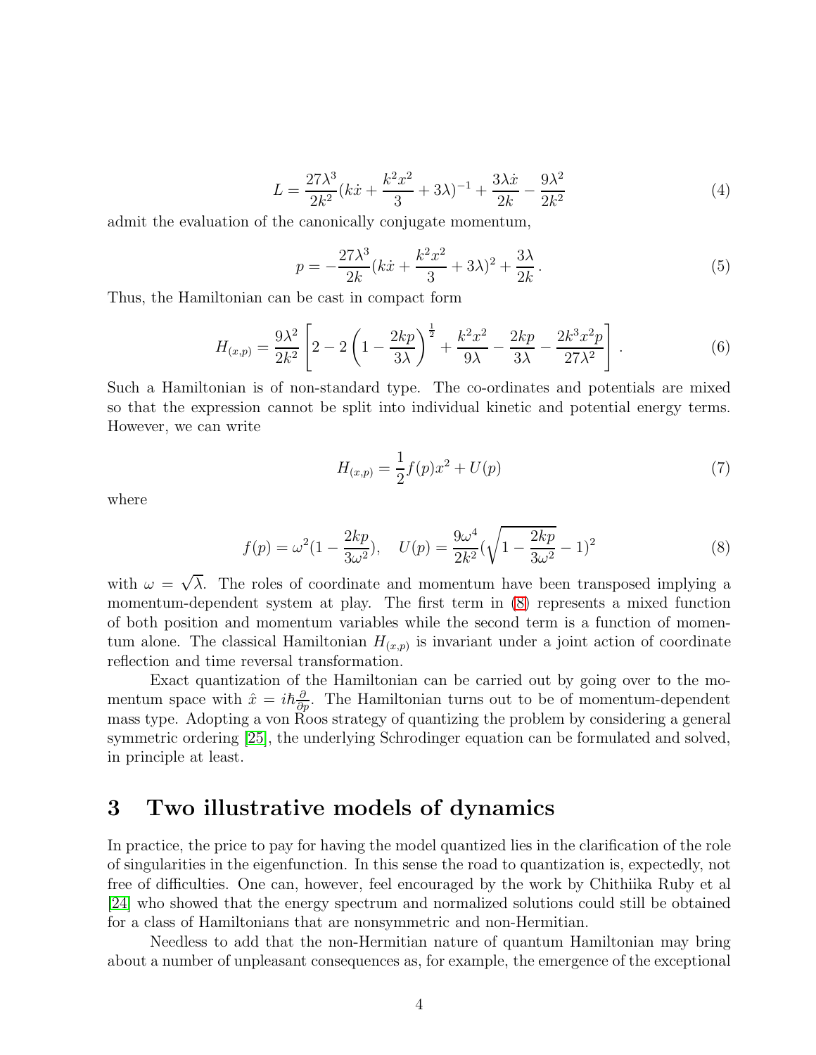$$L = \frac{27\lambda^3}{2k^2}(k\dot{x} + \frac{k^2x^2}{3} + 3\lambda)^{-1} + \frac{3\lambda\dot{x}}{2k} - \frac{9\lambda^2}{2k^2} \tag{4}$$

admit the evaluation of the canonically conjugate momentum,

$$p = -\frac{27\lambda^3}{2k}(k\dot{x} + \frac{k^2x^2}{3} + 3\lambda)^2 + \frac{3\lambda}{2k}\,. \tag{5}$$

Thus, the Hamiltonian can be cast in compact form

$$H_{(x,p)} = \frac{9\lambda^2}{2k^2}\left[2 - 2\left(1 - \frac{2kp}{3\lambda}\right)^{\frac{1}{2}} + \frac{k^2x^2}{9\lambda} - \frac{2kp}{3\lambda} - \frac{2k^3x^2p}{27\lambda^2}\right]. \tag{6}$$

Such a Hamiltonian is of non-standard type. The co-ordinates and potentials are mixed so that the expression cannot be split into individual kinetic and potential energy terms. However, we can write

$$H_{(x,p)} = \frac{1}{2}f(p)x^2 + U(p) \tag{7}$$

where

$$f(p) = \omega^2(1 - \frac{2kp}{3\omega^2}), \quad U(p) = \frac{9\omega^4}{2k^2}(\sqrt{1 - \frac{2kp}{3\omega^2}} - 1)^2 \tag{8}$$

with $\omega = \sqrt{\lambda}$. The roles of coordinate and momentum have been transposed implying a momentum-dependent system at play. The first term in (8) represents a mixed function of both position and momentum variables while the second term is a function of momentum alone. The classical Hamiltonian $H_{(x,p)}$ is invariant under a joint action of coordinate reflection and time reversal transformation.

Exact quantization of the Hamiltonian can be carried out by going over to the momentum space with $\hat{x} = i\hbar\frac{\partial}{\partial p}$. The Hamiltonian turns out to be of momentum-dependent mass type. Adopting a von Roos strategy of quantizing the problem by considering a general symmetric ordering [25], the underlying Schrodinger equation can be formulated and solved, in principle at least.

# 3 Two illustrative models of dynamics

In practice, the price to pay for having the model quantized lies in the clarification of the role of singularities in the eigenfunction. In this sense the road to quantization is, expectedly, not free of difficulties. One can, however, feel encouraged by the work by Chithiika Ruby et al [24] who showed that the energy spectrum and normalized solutions could still be obtained for a class of Hamiltonians that are nonsymmetric and non-Hermitian.

Needless to add that the non-Hermitian nature of quantum Hamiltonian may bring about a number of unpleasant consequences as, for example, the emergence of the exceptional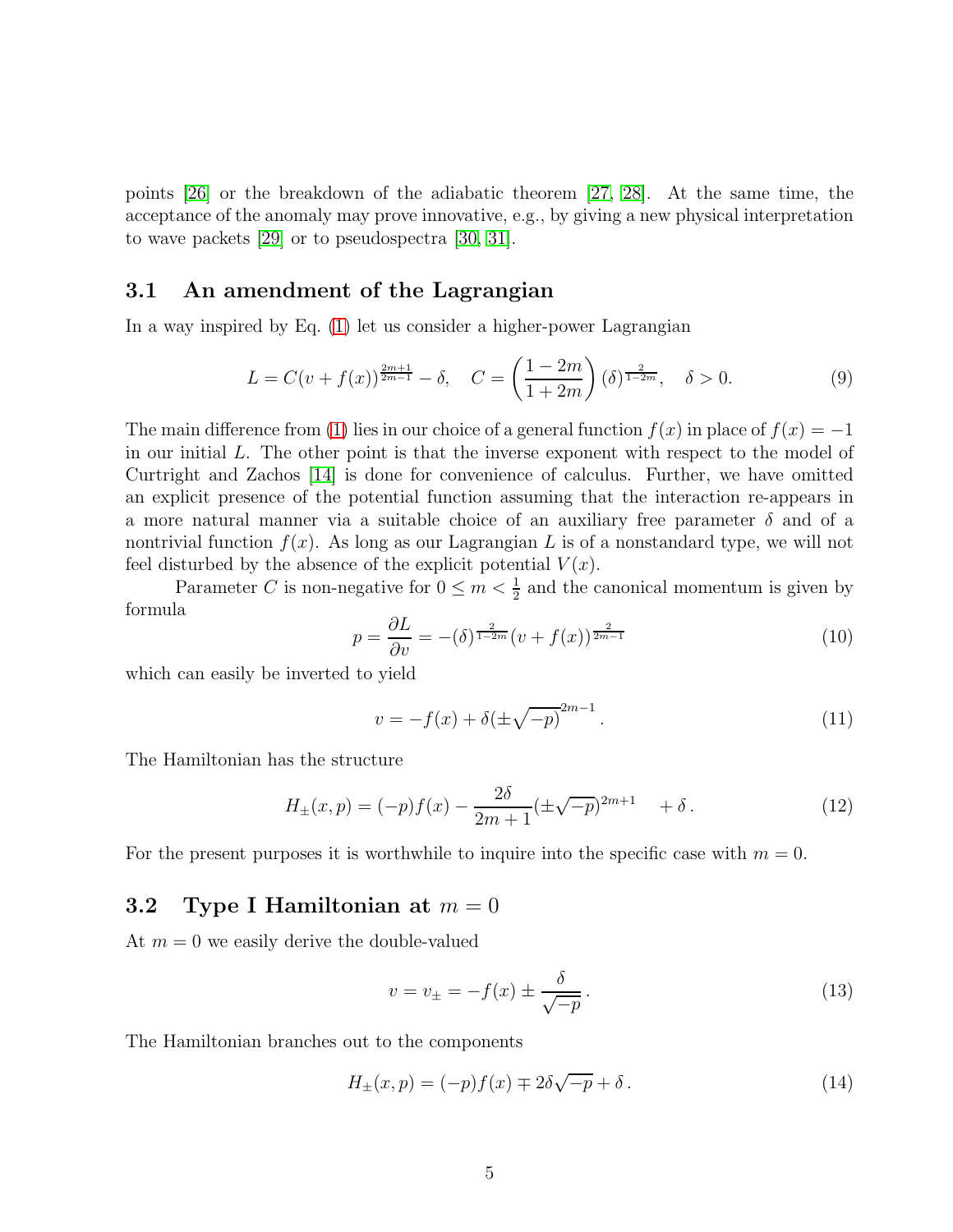points [26] or the breakdown of the adiabatic theorem [27, 28]. At the same time, the acceptance of the anomaly may prove innovative, e.g., by giving a new physical interpretation to wave packets [29] or to pseudospectra [30, 31].

### 3.1 An amendment of the Lagrangian

In a way inspired by Eq. (1) let us consider a higher-power Lagrangian

$$L = C(v + f(x))^{\frac{2m+1}{2m-1}} - \delta, \quad C = \left(\frac{1-2m}{1+2m}\right)(\delta)^{\frac{2}{1-2m}}, \quad \delta > 0. \tag{9}$$

The main difference from (1) lies in our choice of a general function $f(x)$ in place of $f(x) = -1$ in our initial $L$. The other point is that the inverse exponent with respect to the model of Curtright and Zachos [14] is done for convenience of calculus. Further, we have omitted an explicit presence of the potential function assuming that the interaction re-appears in a more natural manner via a suitable choice of an auxiliary free parameter $\delta$ and of a nontrivial function $f(x)$. As long as our Lagrangian $L$ is of a nonstandard type, we will not feel disturbed by the absence of the explicit potential $V(x)$.

Parameter $C$ is non-negative for $0 \leq m < \frac{1}{2}$ and the canonical momentum is given by formula

$$p = \frac{\partial L}{\partial v} = -(\delta)^{\frac{2}{1-2m}}(v + f(x))^{\frac{2}{2m-1}} \tag{10}$$

which can easily be inverted to yield

$$v = -f(x) + \delta(\pm\sqrt{-p})^{2m-1}\,. \tag{11}$$

The Hamiltonian has the structure

$$H_{\pm}(x,p) = (-p)f(x) - \frac{2\delta}{2m+1}(\pm\sqrt{-p})^{2m+1} \quad + \delta\,. \tag{12}$$

For the present purposes it is worthwhile to inquire into the specific case with $m = 0$.

### 3.2 Type I Hamiltonian at $m = 0$

At $m = 0$ we easily derive the double-valued

$$v = v_{\pm} = -f(x) \pm \frac{\delta}{\sqrt{-p}}\,. \tag{13}$$

The Hamiltonian branches out to the components

$$H_{\pm}(x,p) = (-p)f(x) \mp 2\delta\sqrt{-p} + \delta\,. \tag{14}$$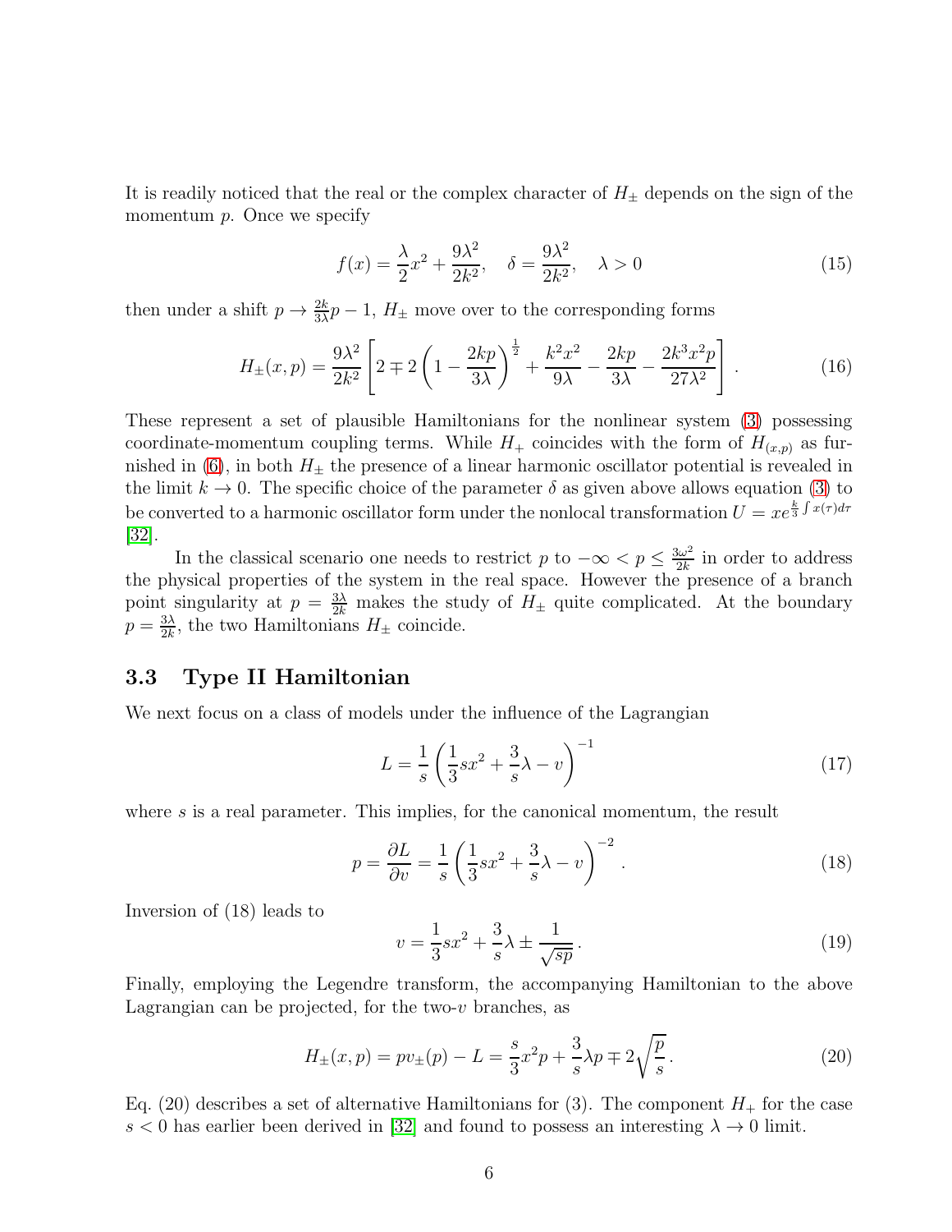It is readily noticed that the real or the complex character of $H_\pm$ depends on the sign of the momentum $p$. Once we specify

$$f(x) = \frac{\lambda}{2}x^2 + \frac{9\lambda^2}{2k^2}, \quad \delta = \frac{9\lambda^2}{2k^2}, \quad \lambda > 0 \tag{15}$$

then under a shift $p \to \frac{2k}{3\lambda}p - 1$, $H_\pm$ move over to the corresponding forms

$$H_\pm(x,p) = \frac{9\lambda^2}{2k^2}\left[2 \mp 2\left(1 - \frac{2kp}{3\lambda}\right)^{\frac{1}{2}} + \frac{k^2x^2}{9\lambda} - \frac{2kp}{3\lambda} - \frac{2k^3x^2p}{27\lambda^2}\right]. \tag{16}$$

These represent a set of plausible Hamiltonians for the nonlinear system (3) possessing coordinate-momentum coupling terms. While $H_+$ coincides with the form of $H_{(x,p)}$ as furnished in (6), in both $H_\pm$ the presence of a linear harmonic oscillator potential is revealed in the limit $k \to 0$. The specific choice of the parameter $\delta$ as given above allows equation (3) to be converted to a harmonic oscillator form under the nonlocal transformation $U = xe^{\frac{k}{3}\int x(\tau)d\tau}$ [32].

In the classical scenario one needs to restrict $p$ to $-\infty < p \leq \frac{3\omega^2}{2k}$ in order to address the physical properties of the system in the real space. However the presence of a branch point singularity at $p = \frac{3\lambda}{2k}$ makes the study of $H_\pm$ quite complicated. At the boundary $p = \frac{3\lambda}{2k}$, the two Hamiltonians $H_\pm$ coincide.

### 3.3 Type II Hamiltonian

We next focus on a class of models under the influence of the Lagrangian

$$L = \frac{1}{s}\left(\frac{1}{3}sx^2 + \frac{3}{s}\lambda - v\right)^{-1} \tag{17}$$

where $s$ is a real parameter. This implies, for the canonical momentum, the result

$$p = \frac{\partial L}{\partial v} = \frac{1}{s}\left(\frac{1}{3}sx^2 + \frac{3}{s}\lambda - v\right)^{-2}. \tag{18}$$

Inversion of (18) leads to

$$v = \frac{1}{3}sx^2 + \frac{3}{s}\lambda \pm \frac{1}{\sqrt{sp}}. \tag{19}$$

Finally, employing the Legendre transform, the accompanying Hamiltonian to the above Lagrangian can be projected, for the two-$v$ branches, as

$$H_\pm(x,p) = pv_\pm(p) - L = \frac{s}{3}x^2p + \frac{3}{s}\lambda p \mp 2\sqrt{\frac{p}{s}}. \tag{20}$$

Eq. (20) describes a set of alternative Hamiltonians for (3). The component $H_+$ for the case $s < 0$ has earlier been derived in [32] and found to possess an interesting $\lambda \to 0$ limit.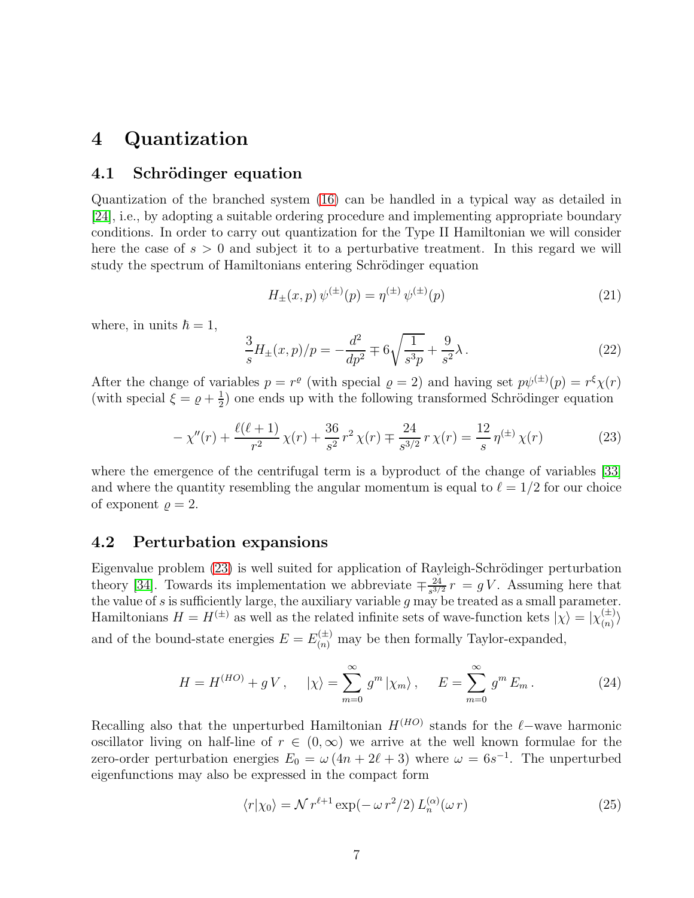## 4 Quantization

### 4.1 Schrödinger equation

Quantization of the branched system (16) can be handled in a typical way as detailed in [24], i.e., by adopting a suitable ordering procedure and implementing appropriate boundary conditions. In order to carry out quantization for the Type II Hamiltonian we will consider here the case of $s > 0$ and subject it to a perturbative treatment. In this regard we will study the spectrum of Hamiltonians entering Schrödinger equation

$$H_{\pm}(x,p)\,\psi^{(\pm)}(p) = \eta^{(\pm)}\,\psi^{(\pm)}(p) \tag{21}$$

where, in units $\hbar = 1$,

$$\frac{3}{s}H_{\pm}(x,p)/p = -\frac{d^2}{dp^2} \mp 6\sqrt{\frac{1}{s^3 p}} + \frac{9}{s^2}\lambda\,. \tag{22}$$

After the change of variables $p = r^{\varrho}$ (with special $\varrho = 2$) and having set $p\psi^{(\pm)}(p) = r^{\xi}\chi(r)$ (with special $\xi = \varrho + \frac{1}{2}$) one ends up with the following transformed Schrödinger equation

$$-\chi''(r) + \frac{\ell(\ell+1)}{r^2}\,\chi(r) + \frac{36}{s^2}\,r^2\,\chi(r) \mp \frac{24}{s^{3/2}}\,r\,\chi(r) = \frac{12}{s}\,\eta^{(\pm)}\,\chi(r) \tag{23}$$

where the emergence of the centrifugal term is a byproduct of the change of variables [33] and where the quantity resembling the angular momentum is equal to $\ell = 1/2$ for our choice of exponent $\varrho = 2$.

### 4.2 Perturbation expansions

Eigenvalue problem (23) is well suited for application of Rayleigh-Schrödinger perturbation theory [34]. Towards its implementation we abbreviate $\mp\frac{24}{s^{3/2}}\,r\, = g\,V$. Assuming here that the value of $s$ is sufficiently large, the auxiliary variable $g$ may be treated as a small parameter. Hamiltonians $H = H^{(\pm)}$ as well as the related infinite sets of wave-function kets $|\chi\rangle = |\chi^{(\pm)}_{(n)}\rangle$ and of the bound-state energies $E = E^{(\pm)}_{(n)}$ may be then formally Taylor-expanded,

$$H = H^{(HO)} + g\,V\,, \quad |\chi\rangle = \sum_{m=0}^{\infty} g^m\,|\chi_m\rangle\,, \quad E = \sum_{m=0}^{\infty} g^m\,E_m\,. \tag{24}$$

Recalling also that the unperturbed Hamiltonian $H^{(HO)}$ stands for the $\ell-$wave harmonic oscillator living on half-line of $r \in (0,\infty)$ we arrive at the well known formulae for the zero-order perturbation energies $E_0 = \omega\,(4n + 2\ell + 3)$ where $\omega = 6s^{-1}$. The unperturbed eigenfunctions may also be expressed in the compact form

$$\langle r|\chi_0\rangle = \mathcal{N}\,r^{\ell+1}\exp(-\,\omega\,r^2/2)\,L_n^{(\alpha)}(\omega\,r) \tag{25}$$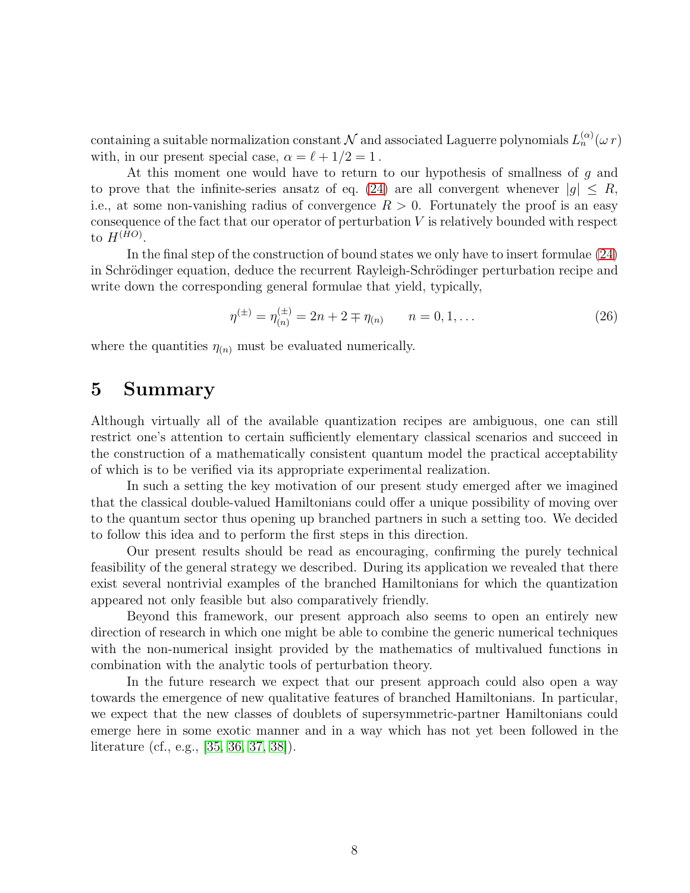containing a suitable normalization constant $\mathcal{N}$ and associated Laguerre polynomials $L_n^{(\alpha)}(\omega\, r)$ with, in our present special case, $\alpha = \ell + 1/2 = 1$ .

At this moment one would have to return to our hypothesis of smallness of $g$ and to prove that the infinite-series ansatz of eq. (24) are all convergent whenever $|g| \leq R$, i.e., at some non-vanishing radius of convergence $R > 0$. Fortunately the proof is an easy consequence of the fact that our operator of perturbation $V$ is relatively bounded with respect to $H^{(HO)}$.

In the final step of the construction of bound states we only have to insert formulae (24) in Schrödinger equation, deduce the recurrent Rayleigh-Schrödinger perturbation recipe and write down the corresponding general formulae that yield, typically,

$$\eta^{(\pm)} = \eta^{(\pm)}_{(n)} = 2n + 2 \mp \eta_{(n)} \qquad n = 0, 1, \ldots \tag{26}$$

where the quantities $\eta_{(n)}$ must be evaluated numerically.

## 5 Summary

Although virtually all of the available quantization recipes are ambiguous, one can still restrict one's attention to certain sufficiently elementary classical scenarios and succeed in the construction of a mathematically consistent quantum model the practical acceptability of which is to be verified via its appropriate experimental realization.

In such a setting the key motivation of our present study emerged after we imagined that the classical double-valued Hamiltonians could offer a unique possibility of moving over to the quantum sector thus opening up branched partners in such a setting too. We decided to follow this idea and to perform the first steps in this direction.

Our present results should be read as encouraging, confirming the purely technical feasibility of the general strategy we described. During its application we revealed that there exist several nontrivial examples of the branched Hamiltonians for which the quantization appeared not only feasible but also comparatively friendly.

Beyond this framework, our present approach also seems to open an entirely new direction of research in which one might be able to combine the generic numerical techniques with the non-numerical insight provided by the mathematics of multivalued functions in combination with the analytic tools of perturbation theory.

In the future research we expect that our present approach could also open a way towards the emergence of new qualitative features of branched Hamiltonians. In particular, we expect that the new classes of doublets of supersymmetric-partner Hamiltonians could emerge here in some exotic manner and in a way which has not yet been followed in the literature (cf., e.g., [35, 36, 37, 38]).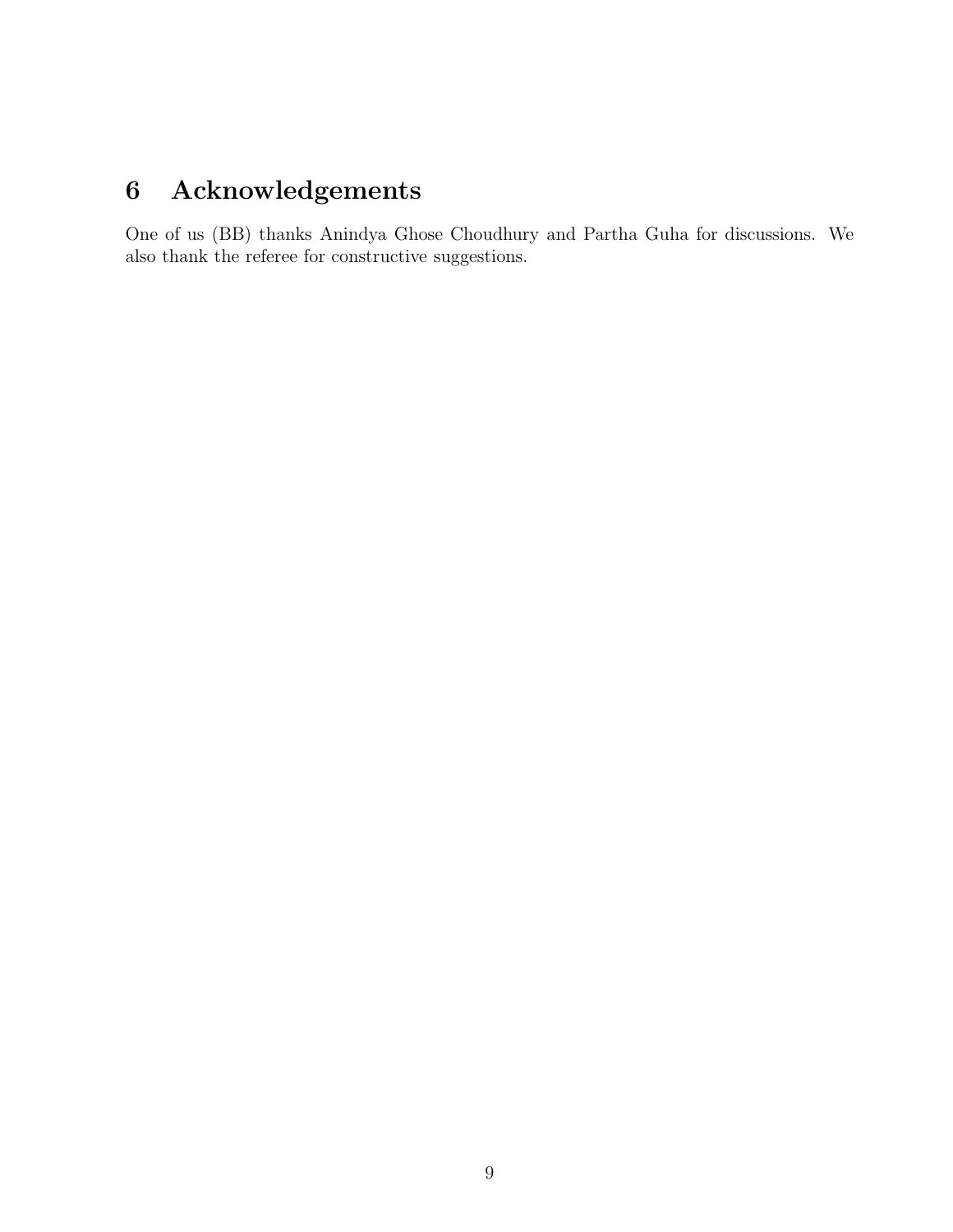# 6 Acknowledgements

One of us (BB) thanks Anindya Ghose Choudhury and Partha Guha for discussions. We also thank the referee for constructive suggestions.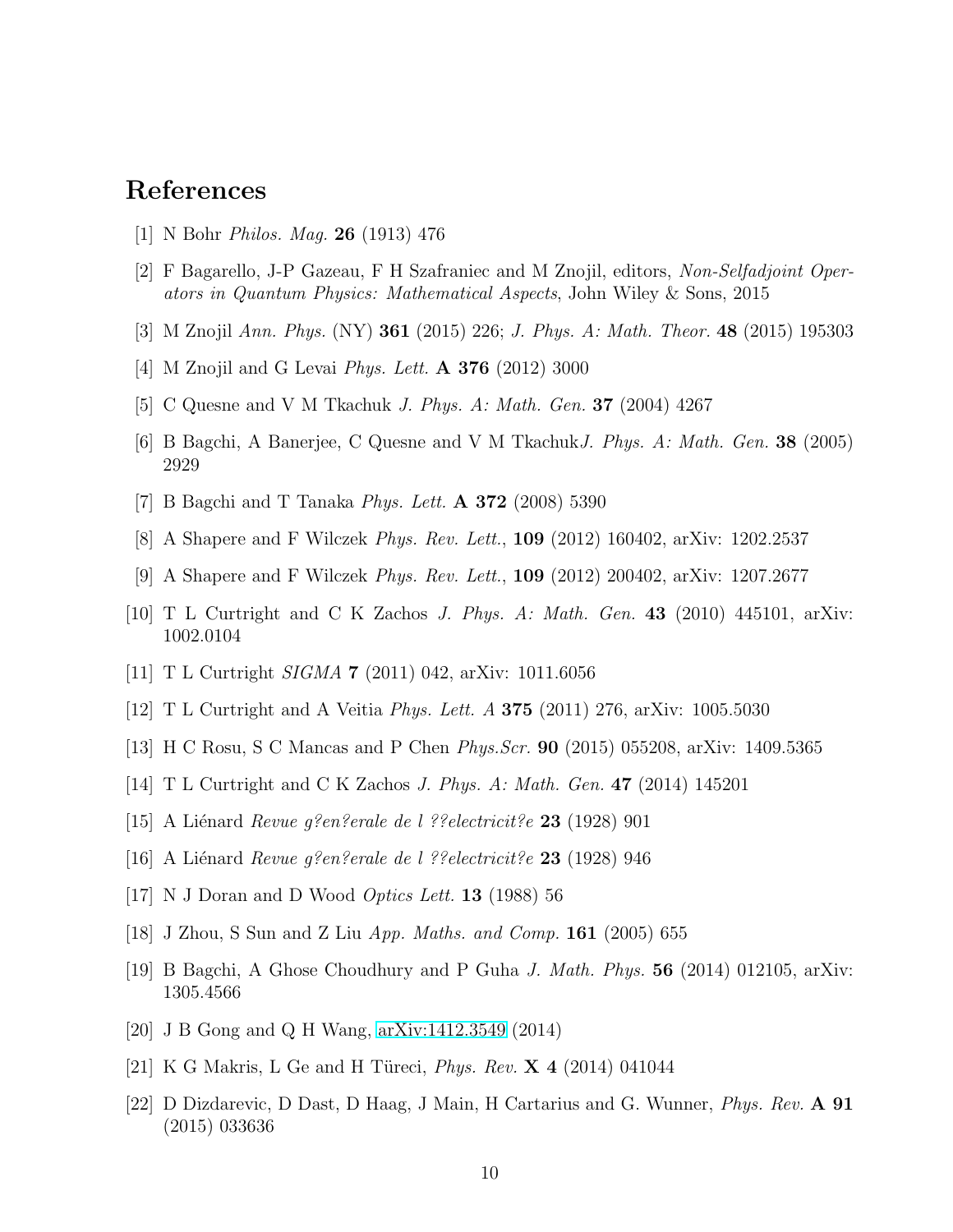# References

[1] N Bohr *Philos. Mag.* **26** (1913) 476

[2] F Bagarello, J-P Gazeau, F H Szafraniec and M Znojil, editors, *Non-Selfadjoint Operators in Quantum Physics: Mathematical Aspects*, John Wiley & Sons, 2015

[3] M Znojil *Ann. Phys.* (NY) **361** (2015) 226; *J. Phys. A: Math. Theor.* **48** (2015) 195303

[4] M Znojil and G Levai *Phys. Lett.* **A 376** (2012) 3000

[5] C Quesne and V M Tkachuk *J. Phys. A: Math. Gen.* **37** (2004) 4267

[6] B Bagchi, A Banerjee, C Quesne and V M Tkachuk*J. Phys. A: Math. Gen.* **38** (2005) 2929

[7] B Bagchi and T Tanaka *Phys. Lett.* **A 372** (2008) 5390

[8] A Shapere and F Wilczek *Phys. Rev. Lett.*, **109** (2012) 160402, arXiv: 1202.2537

[9] A Shapere and F Wilczek *Phys. Rev. Lett.*, **109** (2012) 200402, arXiv: 1207.2677

[10] T L Curtright and C K Zachos *J. Phys. A: Math. Gen.* **43** (2010) 445101, arXiv: 1002.0104

[11] T L Curtright *SIGMA* **7** (2011) 042, arXiv: 1011.6056

[12] T L Curtright and A Veitia *Phys. Lett. A* **375** (2011) 276, arXiv: 1005.5030

[13] H C Rosu, S C Mancas and P Chen *Phys.Scr.* **90** (2015) 055208, arXiv: 1409.5365

[14] T L Curtright and C K Zachos *J. Phys. A: Math. Gen.* **47** (2014) 145201

[15] A Liénard *Revue g?en?erale de l ??electricit?e* **23** (1928) 901

[16] A Liénard *Revue g?en?erale de l ??electricit?e* **23** (1928) 946

[17] N J Doran and D Wood *Optics Lett.* **13** (1988) 56

[18] J Zhou, S Sun and Z Liu *App. Maths. and Comp.* **161** (2005) 655

[19] B Bagchi, A Ghose Choudhury and P Guha *J. Math. Phys.* **56** (2014) 012105, arXiv: 1305.4566

[20] J B Gong and Q H Wang, arXiv:1412.3549 (2014)

[21] K G Makris, L Ge and H Türeci, *Phys. Rev.* **X 4** (2014) 041044

[22] D Dizdarevic, D Dast, D Haag, J Main, H Cartarius and G. Wunner, *Phys. Rev.* **A 91** (2015) 033636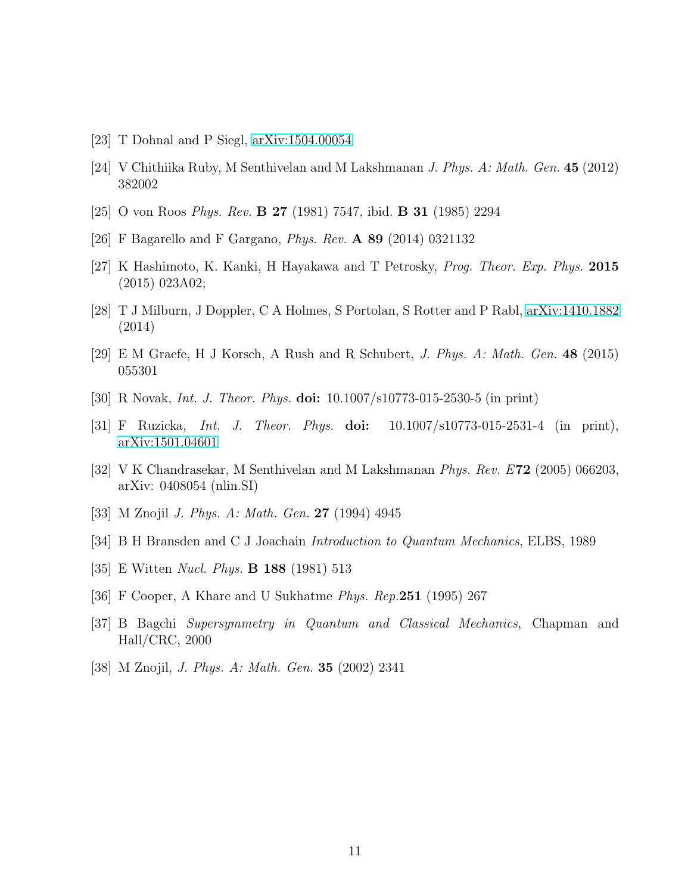[23] T Dohnal and P Siegl, arXiv:1504.00054

[24] V Chithiika Ruby, M Senthivelan and M Lakshmanan *J. Phys. A: Math. Gen.* **45** (2012) 382002

[25] O von Roos *Phys. Rev.* **B 27** (1981) 7547, ibid. **B 31** (1985) 2294

[26] F Bagarello and F Gargano, *Phys. Rev.* **A 89** (2014) 0321132

[27] K Hashimoto, K. Kanki, H Hayakawa and T Petrosky, *Prog. Theor. Exp. Phys.* **2015** (2015) 023A02;

[28] T J Milburn, J Doppler, C A Holmes, S Portolan, S Rotter and P Rabl, arXiv:1410.1882 (2014)

[29] E M Graefe, H J Korsch, A Rush and R Schubert, *J. Phys. A: Math. Gen.* **48** (2015) 055301

[30] R Novak, *Int. J. Theor. Phys.* **doi:** 10.1007/s10773-015-2530-5 (in print)

[31] F Ruzicka, *Int. J. Theor. Phys.* **doi:** 10.1007/s10773-015-2531-4 (in print), arXiv:1501.04601

[32] V K Chandrasekar, M Senthivelan and M Lakshmanan *Phys. Rev. E***72** (2005) 066203, arXiv: 0408054 (nlin.SI)

[33] M Znojil *J. Phys. A: Math. Gen.* **27** (1994) 4945

[34] B H Bransden and C J Joachain *Introduction to Quantum Mechanics*, ELBS, 1989

[35] E Witten *Nucl. Phys.* **B 188** (1981) 513

[36] F Cooper, A Khare and U Sukhatme *Phys. Rep.***251** (1995) 267

[37] B Bagchi *Supersymmetry in Quantum and Classical Mechanics*, Chapman and Hall/CRC, 2000

[38] M Znojil, *J. Phys. A: Math. Gen.* **35** (2002) 2341